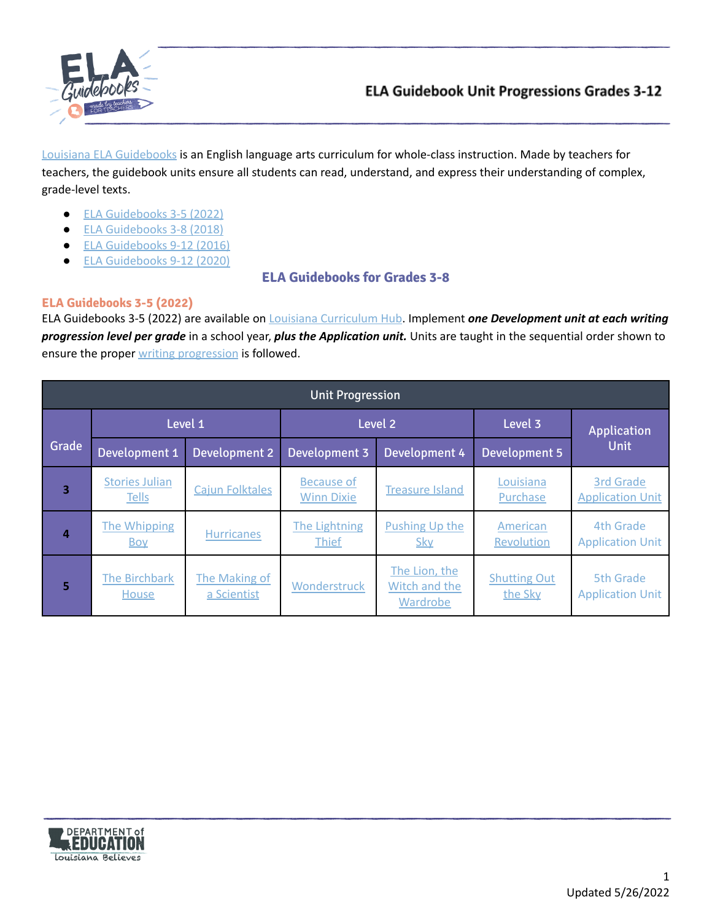# ELA Guidebook Unit Progressions Grades 3-12

Louisiana ELA Guidebooks is an English language arts curriculum for whole-class instruction. Made by teachers for teachers, the guidebook units ensure all students can read, understand, and express their understanding of complex, grade-level texts.

- ELA Guidebooks 3-5 (2022)
- ELA Guidebooks 3-8 (2018)
- ELA Guidebooks 9-12 (2016)
- ELA Guidebooks 9-12 (2020)

## ELA Guidebooks for Grades 3-8

### ELA Guidebooks 3-5 (2022)

ELA Guidebooks 3-5 (2022) are available on Louisiana Curriculum Hub. Implement ***one Development unit at each writing progression level per grade*** in a school year, ***plus the Application unit.*** Units are taught in the sequential order shown to ensure the proper writing progression is followed.

| Unit Progression | | | | | | |
|---|---|---|---|---|---|---|
| Grade | Level 1 | | Level 2 | | Level 3 | Application Unit |
| | Development 1 | Development 2 | Development 3 | Development 4 | Development 5 | |
| **3** | Stories Julian Tells | Cajun Folktales | Because of Winn Dixie | Treasure Island | Louisiana Purchase | 3rd Grade Application Unit |
| **4** | The Whipping Boy | Hurricanes | The Lightning Thief | Pushing Up the Sky | American Revolution | 4th Grade Application Unit |
| **5** | The Birchbark House | The Making of a Scientist | Wonderstruck | The Lion, the Witch and the Wardrobe | Shutting Out the Sky | 5th Grade Application Unit |

Updated 5/26/2022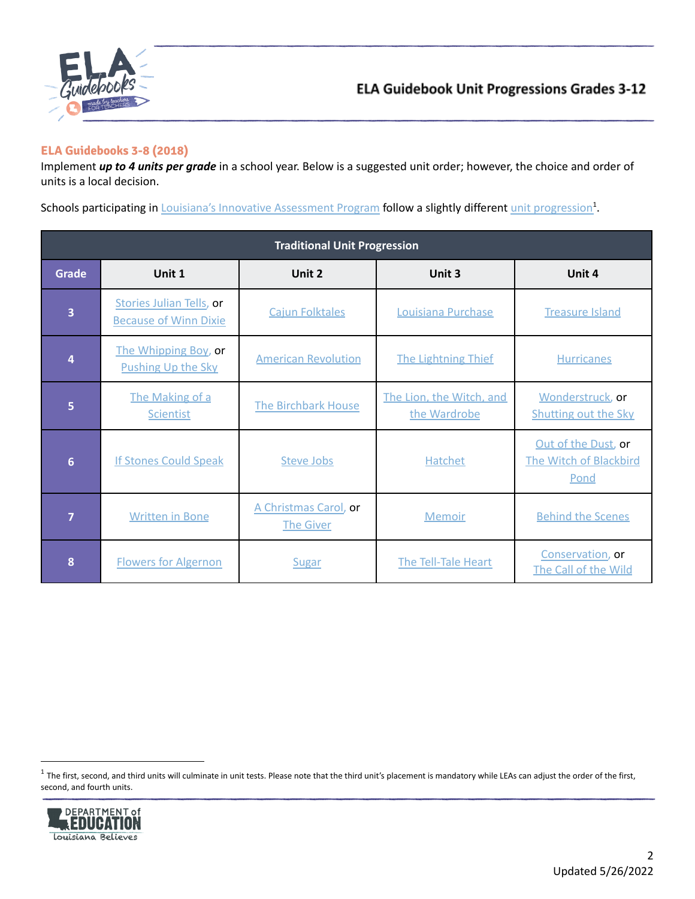## ELA Guidebooks 3-8 (2018)

Implement ***up to 4 units per grade*** in a school year. Below is a suggested unit order; however, the choice and order of units is a local decision.

Schools participating in Louisiana's Innovative Assessment Program follow a slightly different unit progression[1].

| Traditional Unit Progression | | | | |
|---|---|---|---|---|
| **Grade** | **Unit 1** | **Unit 2** | **Unit 3** | **Unit 4** |
| 3 | Stories Julian Tells, or Because of Winn Dixie | Cajun Folktales | Louisiana Purchase | Treasure Island |
| 4 | The Whipping Boy, or Pushing Up the Sky | American Revolution | The Lightning Thief | Hurricanes |
| 5 | The Making of a Scientist | The Birchbark House | The Lion, the Witch, and the Wardrobe | Wonderstruck, or Shutting out the Sky |
| 6 | If Stones Could Speak | Steve Jobs | Hatchet | Out of the Dust, or The Witch of Blackbird Pond |
| 7 | Written in Bone | A Christmas Carol, or The Giver | Memoir | Behind the Scenes |
| 8 | Flowers for Algernon | Sugar | The Tell-Tale Heart | Conservation, or The Call of the Wild |

[1] The first, second, and third units will culminate in unit tests. Please note that the third unit's placement is mandatory while LEAs can adjust the order of the first, second, and fourth units.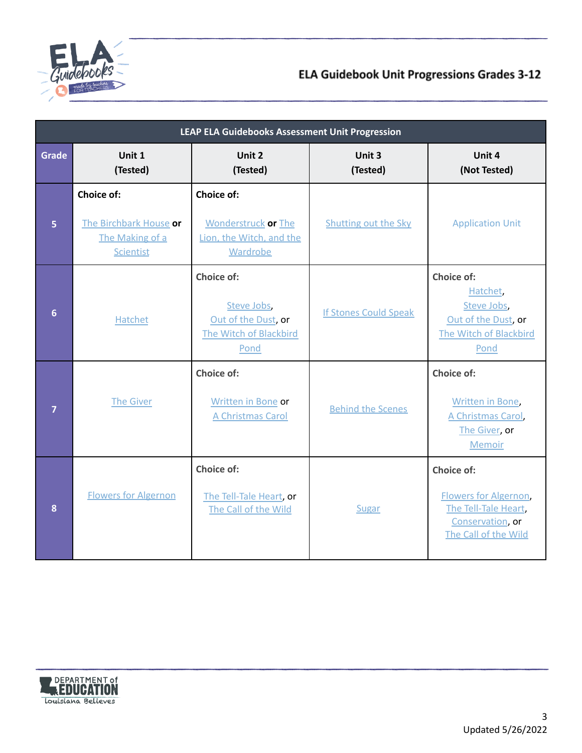# ELA Guidebook Unit Progressions Grades 3-12

| LEAP ELA Guidebooks Assessment Unit Progression | | | | |
|---|---|---|---|---|
| **Grade** | **Unit 1 (Tested)** | **Unit 2 (Tested)** | **Unit 3 (Tested)** | **Unit 4 (Not Tested)** |
| 5 | **Choice of:** The Birchbark House **or** The Making of a Scientist | **Choice of:** Wonderstruck **or** The Lion, the Witch, and the Wardrobe | Shutting out the Sky | Application Unit |
| 6 | Hatchet | **Choice of:** Steve Jobs, Out of the Dust, or The Witch of Blackbird Pond | If Stones Could Speak | **Choice of:** Hatchet, Steve Jobs, Out of the Dust, or The Witch of Blackbird Pond |
| 7 | The Giver | **Choice of:** Written in Bone or A Christmas Carol | Behind the Scenes | **Choice of:** Written in Bone, A Christmas Carol, The Giver, or Memoir |
| 8 | Flowers for Algernon | **Choice of:** The Tell-Tale Heart, or The Call of the Wild | Sugar | **Choice of:** Flowers for Algernon, The Tell-Tale Heart, Conservation, or The Call of the Wild |

Updated 5/26/2022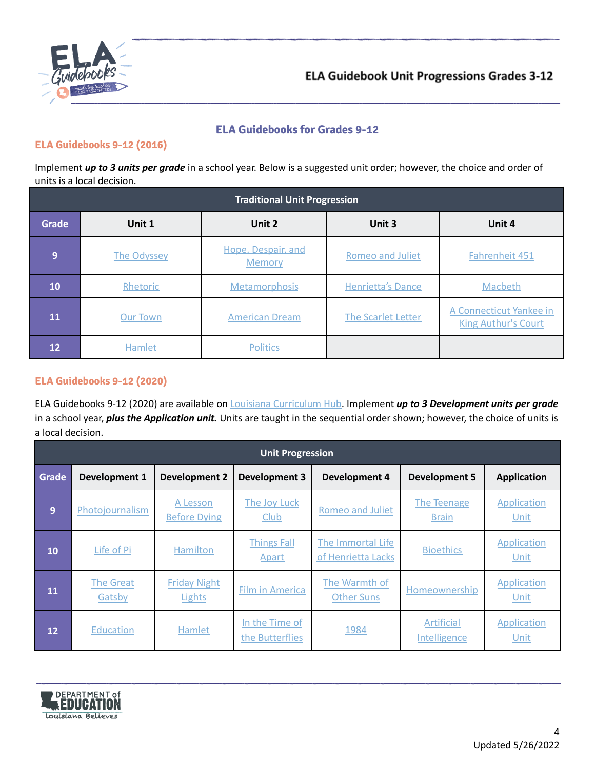## ELA Guidebooks for Grades 9-12

### ELA Guidebooks 9-12 (2016)

Implement ***up to 3 units per grade*** in a school year. Below is a suggested unit order; however, the choice and order of units is a local decision.

| Traditional Unit Progression | | | | |
|---|---|---|---|---|
| **Grade** | **Unit 1** | **Unit 2** | **Unit 3** | **Unit 4** |
| 9 | The Odyssey | Hope, Despair, and Memory | Romeo and Juliet | Fahrenheit 451 |
| 10 | Rhetoric | Metamorphosis | Henrietta's Dance | Macbeth |
| 11 | Our Town | American Dream | The Scarlet Letter | A Connecticut Yankee in King Authur's Court |
| 12 | Hamlet | Politics | | |

### ELA Guidebooks 9-12 (2020)

ELA Guidebooks 9-12 (2020) are available on Louisiana Curriculum Hub. Implement ***up to 3 Development units per grade*** in a school year, ***plus the Application unit.*** Units are taught in the sequential order shown; however, the choice of units is a local decision.

| Unit Progression | | | | | | |
|---|---|---|---|---|---|---|
| **Grade** | **Development 1** | **Development 2** | **Development 3** | **Development 4** | **Development 5** | **Application** |
| 9 | Photojournalism | A Lesson Before Dying | The Joy Luck Club | Romeo and Juliet | The Teenage Brain | Application Unit |
| 10 | Life of Pi | Hamilton | Things Fall Apart | The Immortal Life of Henrietta Lacks | Bioethics | Application Unit |
| 11 | The Great Gatsby | Friday Night Lights | Film in America | The Warmth of Other Suns | Homeownership | Application Unit |
| 12 | Education | Hamlet | In the Time of the Butterflies | 1984 | Artificial Intelligence | Application Unit |

Updated 5/26/2022